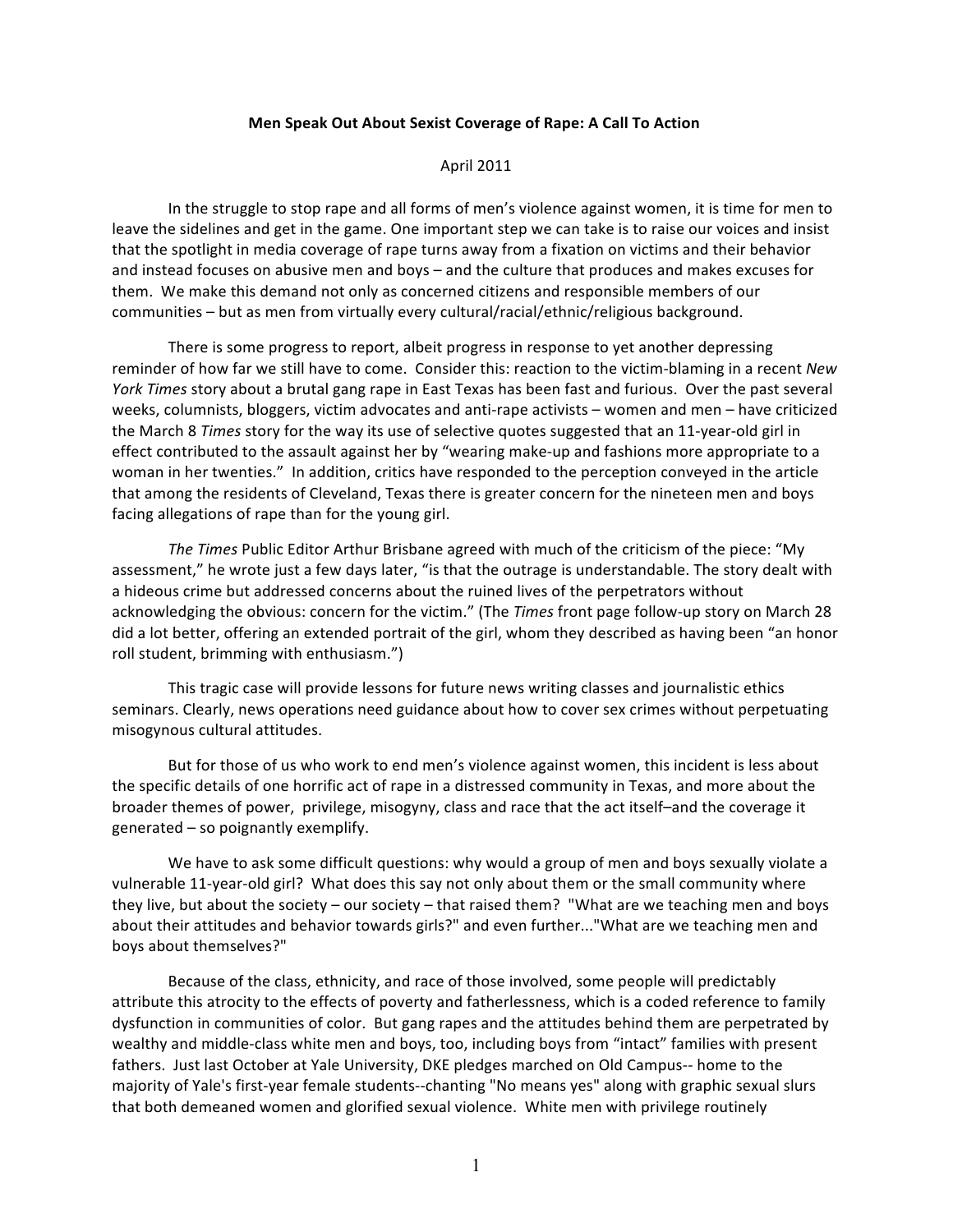**Men Speak Out About Sexist Coverage of Rape: A Call To Action**

April 2011

In the struggle to stop rape and all forms of men's violence against women, it is time for men to leave the sidelines and get in the game. One important step we can take is to raise our voices and insist that the spotlight in media coverage of rape turns away from a fixation on victims and their behavior and instead focuses on abusive men and boys – and the culture that produces and makes excuses for them. We make this demand not only as concerned citizens and responsible members of our communities – but as men from virtually every cultural/racial/ethnic/religious background.

There is some progress to report, albeit progress in response to yet another depressing reminder of how far we still have to come. Consider this: reaction to the victim-blaming in a recent *New York Times* story about a brutal gang rape in East Texas has been fast and furious. Over the past several weeks, columnists, bloggers, victim advocates and anti-rape activists – women and men – have criticized the March 8 *Times* story for the way its use of selective quotes suggested that an 11-year-old girl in effect contributed to the assault against her by "wearing make-up and fashions more appropriate to a woman in her twenties." In addition, critics have responded to the perception conveyed in the article that among the residents of Cleveland, Texas there is greater concern for the nineteen men and boys facing allegations of rape than for the young girl.

*The Times* Public Editor Arthur Brisbane agreed with much of the criticism of the piece: "My assessment," he wrote just a few days later, "is that the outrage is understandable. The story dealt with a hideous crime but addressed concerns about the ruined lives of the perpetrators without acknowledging the obvious: concern for the victim." (The *Times* front page follow-up story on March 28 did a lot better, offering an extended portrait of the girl, whom they described as having been "an honor roll student, brimming with enthusiasm.")

This tragic case will provide lessons for future news writing classes and journalistic ethics seminars. Clearly, news operations need guidance about how to cover sex crimes without perpetuating misogynous cultural attitudes.

But for those of us who work to end men's violence against women, this incident is less about the specific details of one horrific act of rape in a distressed community in Texas, and more about the broader themes of power, privilege, misogyny, class and race that the act itself–and the coverage it generated – so poignantly exemplify.

We have to ask some difficult questions: why would a group of men and boys sexually violate a vulnerable 11-year-old girl? What does this say not only about them or the small community where they live, but about the society – our society – that raised them? "What are we teaching men and boys about their attitudes and behavior towards girls?" and even further..."What are we teaching men and boys about themselves?"

Because of the class, ethnicity, and race of those involved, some people will predictably attribute this atrocity to the effects of poverty and fatherlessness, which is a coded reference to family dysfunction in communities of color. But gang rapes and the attitudes behind them are perpetrated by wealthy and middle-class white men and boys, too, including boys from "intact" families with present fathers. Just last October at Yale University, DKE pledges marched on Old Campus-- home to the majority of Yale's first-year female students--chanting "No means yes" along with graphic sexual slurs that both demeaned women and glorified sexual violence. White men with privilege routinely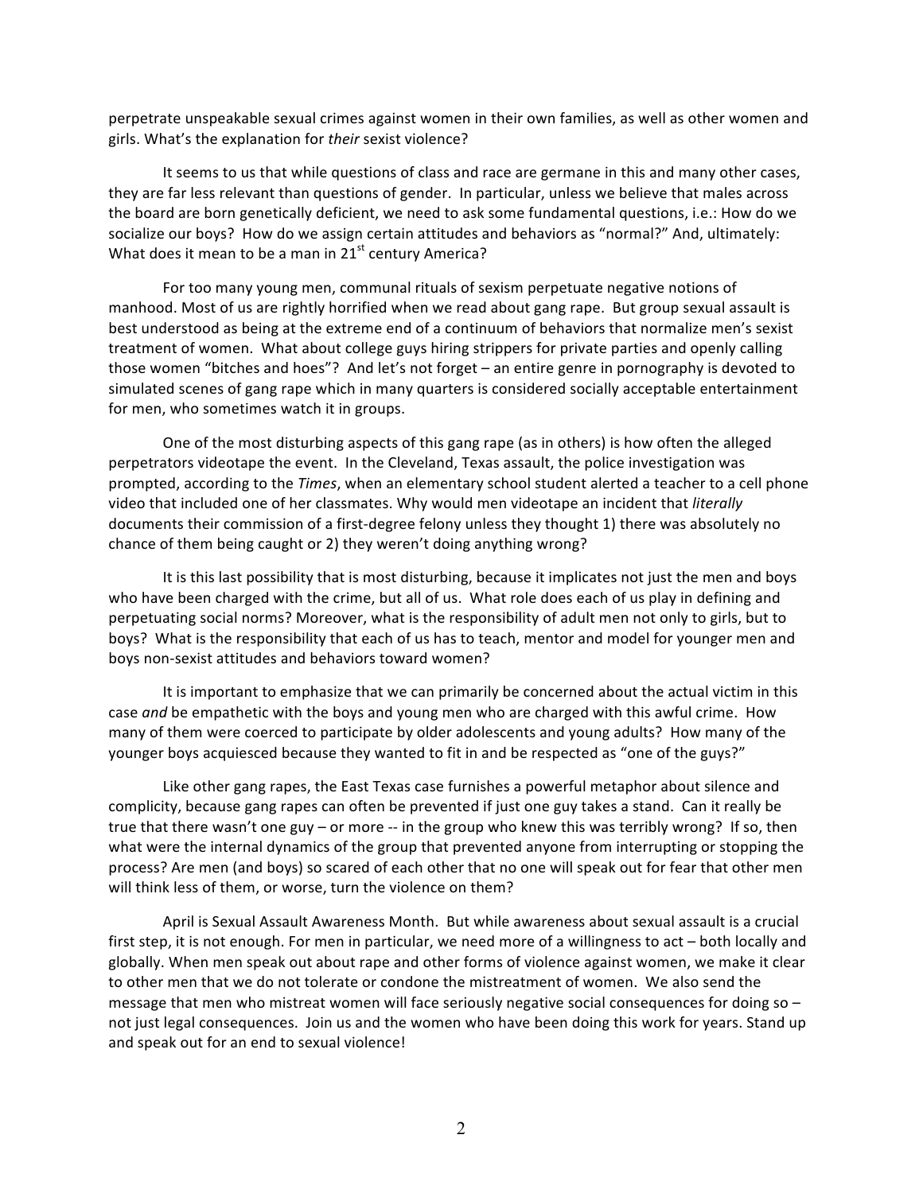perpetrate unspeakable sexual crimes against women in their own families, as well as other women and girls. What's the explanation for *their* sexist violence?

It seems to us that while questions of class and race are germane in this and many other cases, they are far less relevant than questions of gender. In particular, unless we believe that males across the board are born genetically deficient, we need to ask some fundamental questions, i.e.: How do we socialize our boys? How do we assign certain attitudes and behaviors as "normal?" And, ultimately: What does it mean to be a man in 21st century America?

For too many young men, communal rituals of sexism perpetuate negative notions of manhood. Most of us are rightly horrified when we read about gang rape. But group sexual assault is best understood as being at the extreme end of a continuum of behaviors that normalize men's sexist treatment of women. What about college guys hiring strippers for private parties and openly calling those women "bitches and hoes"? And let's not forget – an entire genre in pornography is devoted to simulated scenes of gang rape which in many quarters is considered socially acceptable entertainment for men, who sometimes watch it in groups.

One of the most disturbing aspects of this gang rape (as in others) is how often the alleged perpetrators videotape the event. In the Cleveland, Texas assault, the police investigation was prompted, according to the *Times*, when an elementary school student alerted a teacher to a cell phone video that included one of her classmates. Why would men videotape an incident that *literally* documents their commission of a first-degree felony unless they thought 1) there was absolutely no chance of them being caught or 2) they weren't doing anything wrong?

It is this last possibility that is most disturbing, because it implicates not just the men and boys who have been charged with the crime, but all of us. What role does each of us play in defining and perpetuating social norms? Moreover, what is the responsibility of adult men not only to girls, but to boys? What is the responsibility that each of us has to teach, mentor and model for younger men and boys non-sexist attitudes and behaviors toward women?

It is important to emphasize that we can primarily be concerned about the actual victim in this case *and* be empathetic with the boys and young men who are charged with this awful crime. How many of them were coerced to participate by older adolescents and young adults? How many of the younger boys acquiesced because they wanted to fit in and be respected as "one of the guys?"

Like other gang rapes, the East Texas case furnishes a powerful metaphor about silence and complicity, because gang rapes can often be prevented if just one guy takes a stand. Can it really be true that there wasn't one guy – or more -- in the group who knew this was terribly wrong? If so, then what were the internal dynamics of the group that prevented anyone from interrupting or stopping the process? Are men (and boys) so scared of each other that no one will speak out for fear that other men will think less of them, or worse, turn the violence on them?

April is Sexual Assault Awareness Month. But while awareness about sexual assault is a crucial first step, it is not enough. For men in particular, we need more of a willingness to act – both locally and globally. When men speak out about rape and other forms of violence against women, we make it clear to other men that we do not tolerate or condone the mistreatment of women. We also send the message that men who mistreat women will face seriously negative social consequences for doing so – not just legal consequences. Join us and the women who have been doing this work for years. Stand up and speak out for an end to sexual violence!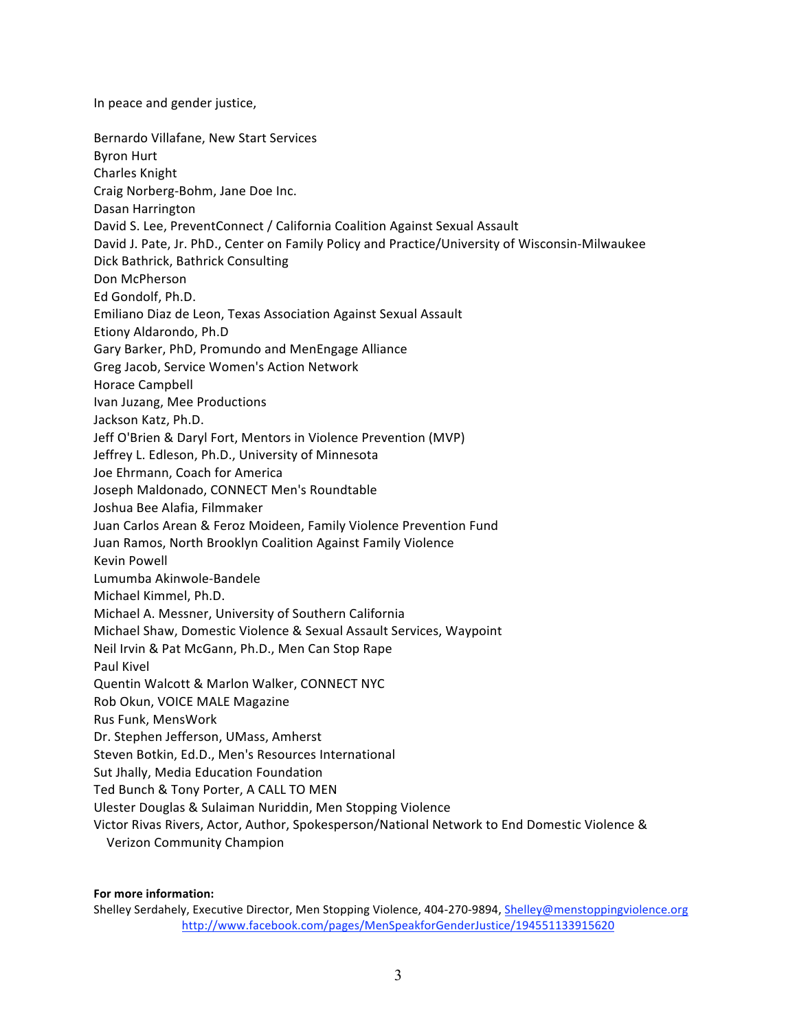In peace and gender justice,

Bernardo Villafane, New Start Services
Byron Hurt
Charles Knight
Craig Norberg-Bohm, Jane Doe Inc.
Dasan Harrington
David S. Lee, PreventConnect / California Coalition Against Sexual Assault
David J. Pate, Jr. PhD., Center on Family Policy and Practice/University of Wisconsin-Milwaukee
Dick Bathrick, Bathrick Consulting
Don McPherson
Ed Gondolf, Ph.D.
Emiliano Diaz de Leon, Texas Association Against Sexual Assault
Etiony Aldarondo, Ph.D
Gary Barker, PhD, Promundo and MenEngage Alliance
Greg Jacob, Service Women's Action Network
Horace Campbell
Ivan Juzang, Mee Productions
Jackson Katz, Ph.D.
Jeff O'Brien & Daryl Fort, Mentors in Violence Prevention (MVP)
Jeffrey L. Edleson, Ph.D., University of Minnesota
Joe Ehrmann, Coach for America
Joseph Maldonado, CONNECT Men's Roundtable
Joshua Bee Alafia, Filmmaker
Juan Carlos Arean & Feroz Moideen, Family Violence Prevention Fund
Juan Ramos, North Brooklyn Coalition Against Family Violence
Kevin Powell
Lumumba Akinwole-Bandele
Michael Kimmel, Ph.D.
Michael A. Messner, University of Southern California
Michael Shaw, Domestic Violence & Sexual Assault Services, Waypoint
Neil Irvin & Pat McGann, Ph.D., Men Can Stop Rape
Paul Kivel
Quentin Walcott & Marlon Walker, CONNECT NYC
Rob Okun, VOICE MALE Magazine
Rus Funk, MensWork
Dr. Stephen Jefferson, UMass, Amherst
Steven Botkin, Ed.D., Men's Resources International
Sut Jhally, Media Education Foundation
Ted Bunch & Tony Porter, A CALL TO MEN
Ulester Douglas & Sulaiman Nuriddin, Men Stopping Violence
Victor Rivas Rivers, Actor, Author, Spokesperson/National Network to End Domestic Violence & Verizon Community Champion

**For more information:**
Shelley Serdahely, Executive Director, Men Stopping Violence, 404-270-9894, Shelley@menstoppingviolence.org
http://www.facebook.com/pages/MenSpeakforGenderJustice/194551133915620